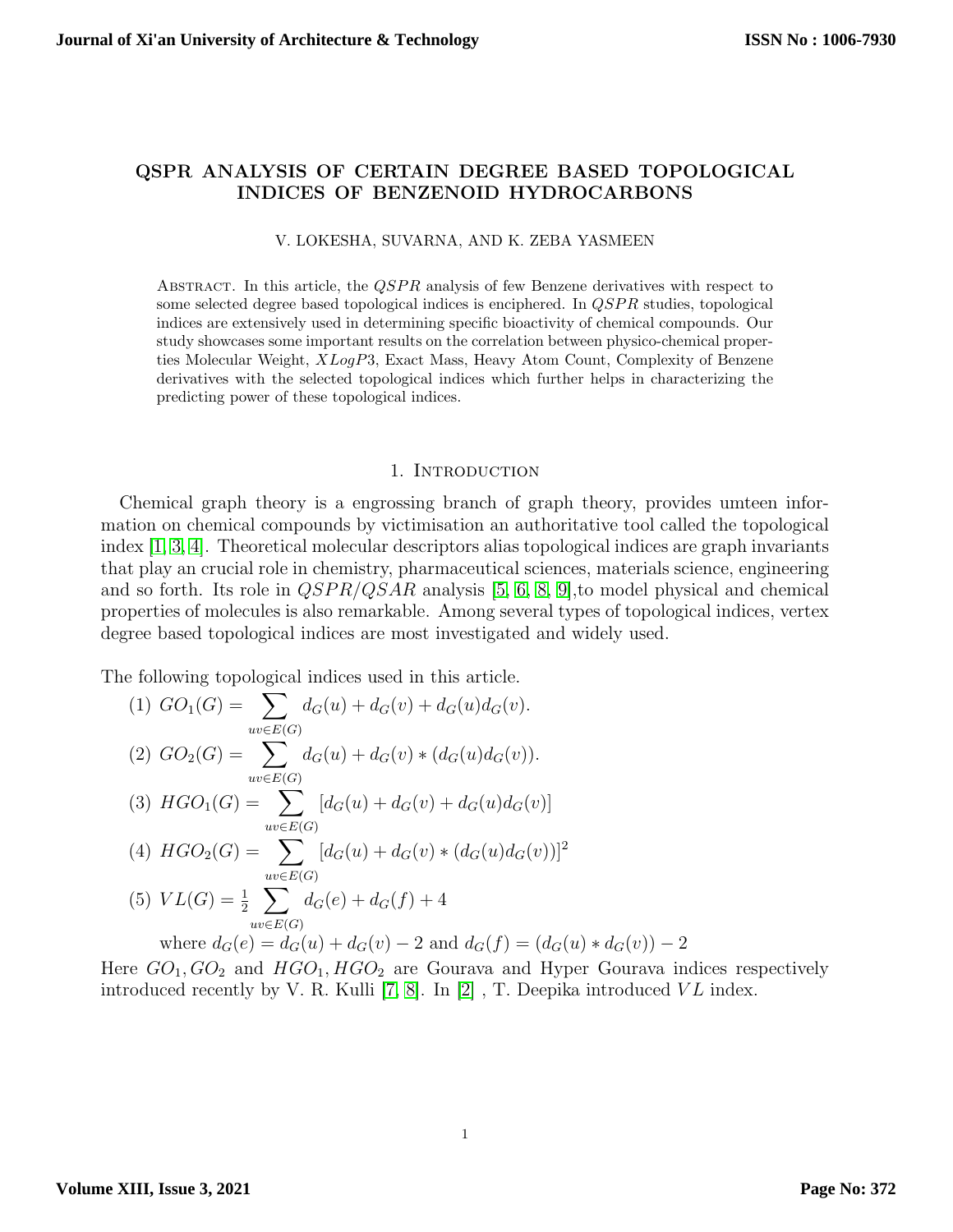# QSPR ANALYSIS OF CERTAIN DEGREE BASED TOPOLOGICAL INDICES OF BENZENOID HYDROCARBONS

V. LOKESHA, SUVARNA, AND K. ZEBA YASMEEN

ABSTRACT. In this article, the $QSPR$ analysis of few Benzene derivatives with respect to some selected degree based topological indices is enciphered. In $QSPR$ studies, topological indices are extensively used in determining specific bioactivity of chemical compounds. Our study showcases some important results on the correlation between physico-chemical properties Molecular Weight, $XLogP3$, Exact Mass, Heavy Atom Count, Complexity of Benzene derivatives with the selected topological indices which further helps in characterizing the predicting power of these topological indices.

## 1. Introduction

Chemical graph theory is a engrossing branch of graph theory, provides umteen information on chemical compounds by victimisation an authoritative tool called the topological index [1, 3, 4]. Theoretical molecular descriptors alias topological indices are graph invariants that play an crucial role in chemistry, pharmaceutical sciences, materials science, engineering and so forth. Its role in $QSPR/QSAR$ analysis [5, 6, 8, 9],to model physical and chemical properties of molecules is also remarkable. Among several types of topological indices, vertex degree based topological indices are most investigated and widely used.

The following topological indices used in this article.

(1) $GO_1(G) = \sum_{uv \in E(G)} d_G(u) + d_G(v) + d_G(u)d_G(v).$

(2) $GO_2(G) = \sum_{uv \in E(G)} d_G(u) + d_G(v) * (d_G(u)d_G(v)).$

(3) $HGO_1(G) = \sum_{uv \in E(G)} [d_G(u) + d_G(v) + d_G(u)d_G(v)]$

(4) $HGO_2(G) = \sum_{uv \in E(G)} [d_G(u) + d_G(v) * (d_G(u)d_G(v))]^2$

(5) $VL(G) = \frac{1}{2} \sum_{uv \in E(G)} d_G(e) + d_G(f) + 4$

where $d_G(e) = d_G(u) + d_G(v) - 2$ and $d_G(f) = (d_G(u) * d_G(v)) - 2$

Here $GO_1, GO_2$ and $HGO_1, HGO_2$ are Gourava and Hyper Gourava indices respectively introduced recently by V. R. Kulli [7, 8]. In [2] , T. Deepika introduced $VL$ index.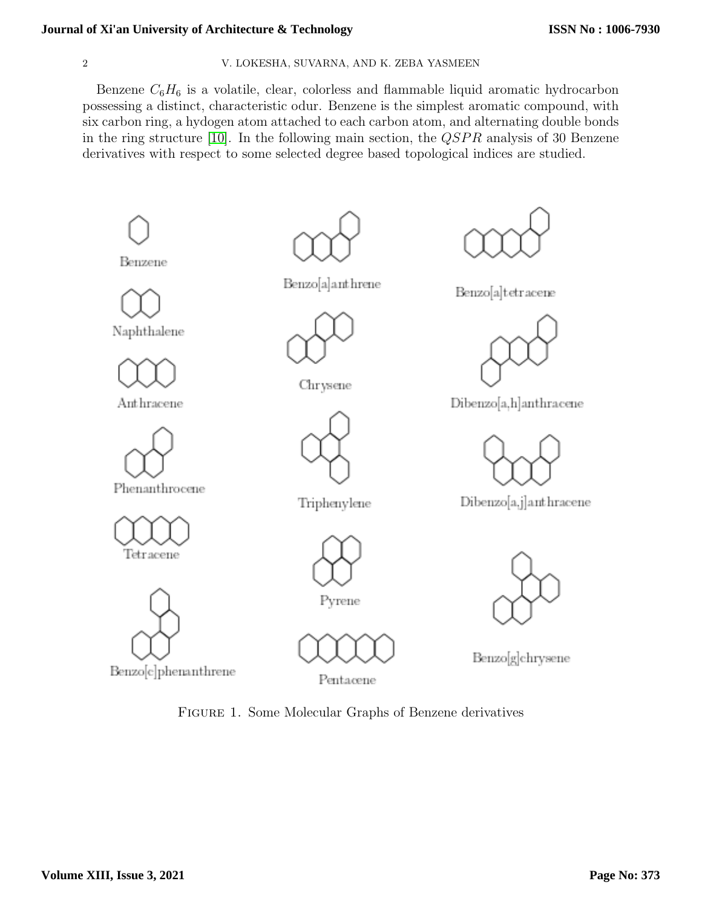Benzene $C_6H_6$ is a volatile, clear, colorless and flammable liquid aromatic hydrocarbon possessing a distinct, characteristic odur. Benzene is the simplest aromatic compound, with six carbon ring, a hydrogen atom attached to each carbon atom, and alternating double bonds in the ring structure [10]. In the following main section, the $QSPR$ analysis of 30 Benzene derivatives with respect to some selected degree based topological indices are studied.

Benzene

Naphthalene

Anthracene

Phenanthrocene

Tetracene

Benzo[c]phenanthrene

Benzo[a]anthrene

Chrysene

Triphenylene

Pyrene

Pentacene

Benzo[a]tetracene

Dibenzo[a,h]anthracene

Dibenzo[a,j]anthracene

Benzo[g]chrysene

FIGURE 1. Some Molecular Graphs of Benzene derivatives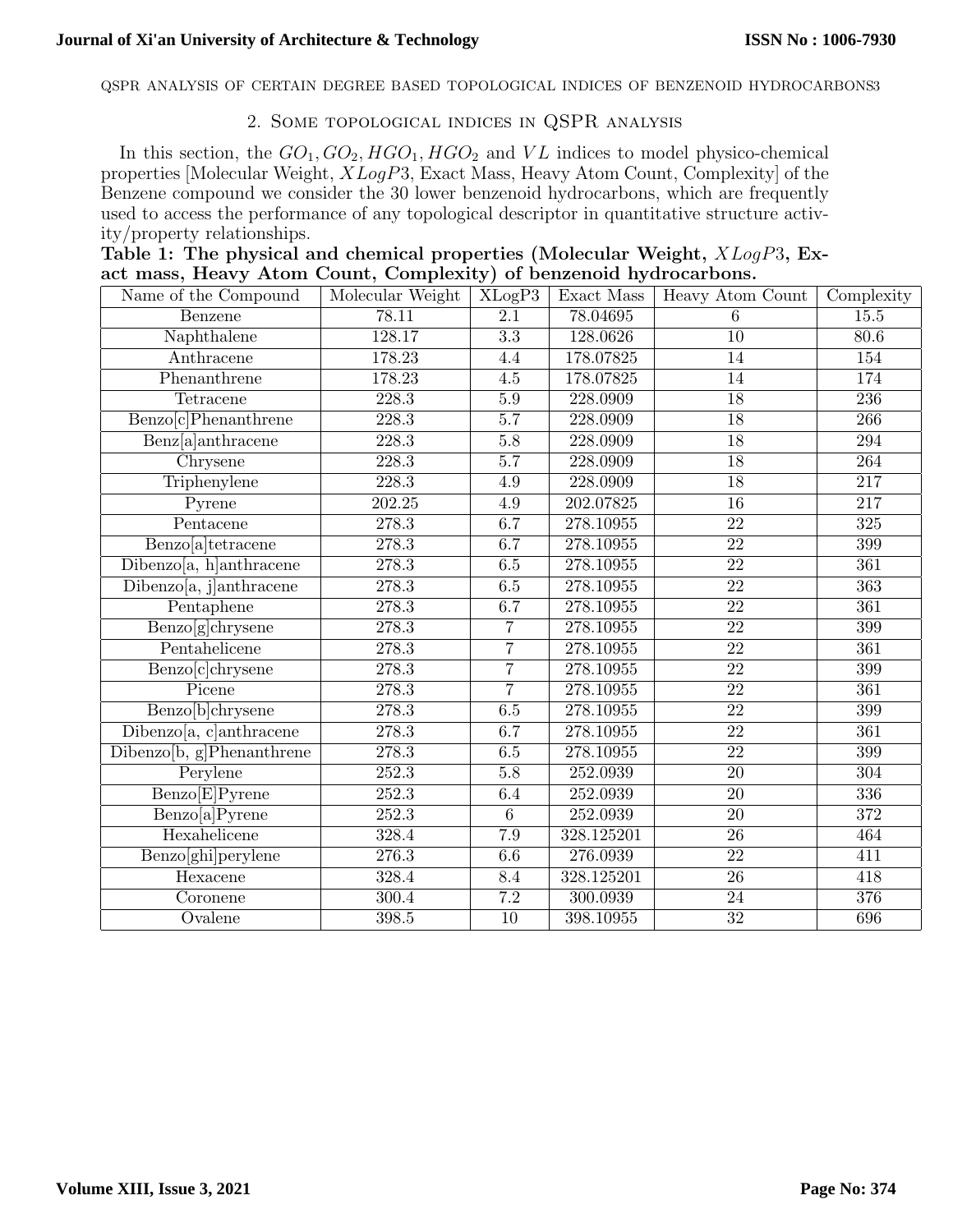## 2. Some topological indices in QSPR analysis

In this section, the $GO_1, GO_2, HGO_1, HGO_2$ and $VL$ indices to model physico-chemical properties [Molecular Weight, $XLogP3$, Exact Mass, Heavy Atom Count, Complexity] of the Benzene compound we consider the 30 lower benzenoid hydrocarbons, which are frequently used to access the performance of any topological descriptor in quantitative structure activity/property relationships.

**Table 1: The physical and chemical properties (Molecular Weight, $XLogP3$, Exact mass, Heavy Atom Count, Complexity) of benzenoid hydrocarbons.**

| Name of the Compound | Molecular Weight | XLogP3 | Exact Mass | Heavy Atom Count | Complexity |
|---|---|---|---|---|---|
| Benzene | 78.11 | 2.1 | 78.04695 | 6 | 15.5 |
| Naphthalene | 128.17 | 3.3 | 128.0626 | 10 | 80.6 |
| Anthracene | 178.23 | 4.4 | 178.07825 | 14 | 154 |
| Phenanthrene | 178.23 | 4.5 | 178.07825 | 14 | 174 |
| Tetracene | 228.3 | 5.9 | 228.0909 | 18 | 236 |
| Benzo[c]Phenanthrene | 228.3 | 5.7 | 228.0909 | 18 | 266 |
| Benz[a]anthracene | 228.3 | 5.8 | 228.0909 | 18 | 294 |
| Chrysene | 228.3 | 5.7 | 228.0909 | 18 | 264 |
| Triphenylene | 228.3 | 4.9 | 228.0909 | 18 | 217 |
| Pyrene | 202.25 | 4.9 | 202.07825 | 16 | 217 |
| Pentacene | 278.3 | 6.7 | 278.10955 | 22 | 325 |
| Benzo[a]tetracene | 278.3 | 6.7 | 278.10955 | 22 | 399 |
| Dibenzo[a, h]anthracene | 278.3 | 6.5 | 278.10955 | 22 | 361 |
| Dibenzo[a, j]anthracene | 278.3 | 6.5 | 278.10955 | 22 | 363 |
| Pentaphene | 278.3 | 6.7 | 278.10955 | 22 | 361 |
| Benzo[g]chrysene | 278.3 | 7 | 278.10955 | 22 | 399 |
| Pentahelicene | 278.3 | 7 | 278.10955 | 22 | 361 |
| Benzo[c]chrysene | 278.3 | 7 | 278.10955 | 22 | 399 |
| Picene | 278.3 | 7 | 278.10955 | 22 | 361 |
| Benzo[b]chrysene | 278.3 | 6.5 | 278.10955 | 22 | 399 |
| Dibenzo[a, c]anthracene | 278.3 | 6.7 | 278.10955 | 22 | 361 |
| Dibenzo[b, g]Phenanthrene | 278.3 | 6.5 | 278.10955 | 22 | 399 |
| Perylene | 252.3 | 5.8 | 252.0939 | 20 | 304 |
| Benzo[E]Pyrene | 252.3 | 6.4 | 252.0939 | 20 | 336 |
| Benzo[a]Pyrene | 252.3 | 6 | 252.0939 | 20 | 372 |
| Hexahelicene | 328.4 | 7.9 | 328.125201 | 26 | 464 |
| Benzo[ghi]perylene | 276.3 | 6.6 | 276.0939 | 22 | 411 |
| Hexacene | 328.4 | 8.4 | 328.125201 | 26 | 418 |
| Coronene | 300.4 | 7.2 | 300.0939 | 24 | 376 |
| Ovalene | 398.5 | 10 | 398.10955 | 32 | 696 |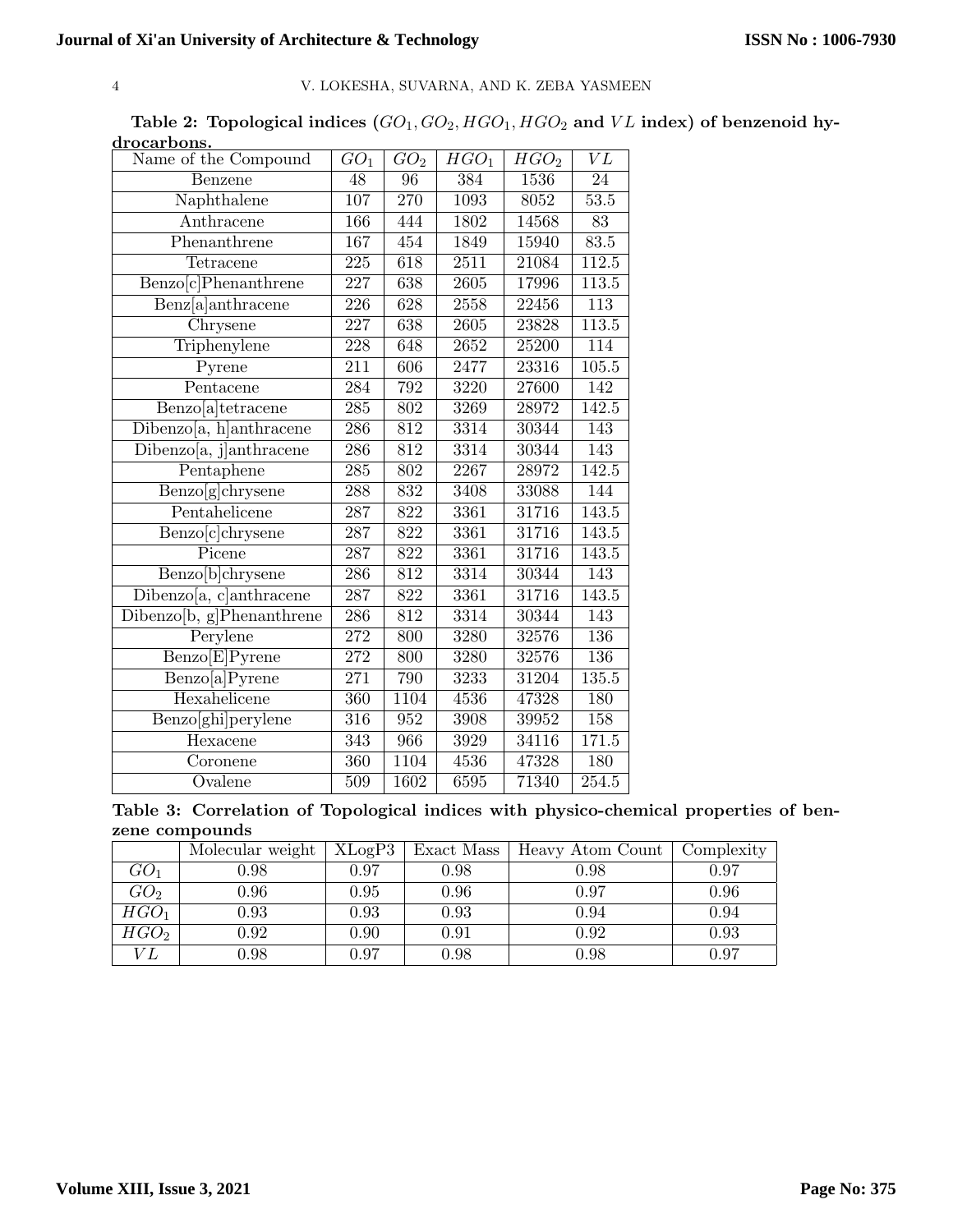**Table 2: Topological indices ($GO_1, GO_2, HGO_1, HGO_2$ and $VL$ index) of benzenoid hydrocarbons.**

| Name of the Compound | $GO_1$ | $GO_2$ | $HGO_1$ | $HGO_2$ | $VL$ |
|---|---|---|---|---|---|
| Benzene | 48 | 96 | 384 | 1536 | 24 |
| Naphthalene | 107 | 270 | 1093 | 8052 | 53.5 |
| Anthracene | 166 | 444 | 1802 | 14568 | 83 |
| Phenanthrene | 167 | 454 | 1849 | 15940 | 83.5 |
| Tetracene | 225 | 618 | 2511 | 21084 | 112.5 |
| Benzo[c]Phenanthrene | 227 | 638 | 2605 | 17996 | 113.5 |
| Benz[a]anthracene | 226 | 628 | 2558 | 22456 | 113 |
| Chrysene | 227 | 638 | 2605 | 23828 | 113.5 |
| Triphenylene | 228 | 648 | 2652 | 25200 | 114 |
| Pyrene | 211 | 606 | 2477 | 23316 | 105.5 |
| Pentacene | 284 | 792 | 3220 | 27600 | 142 |
| Benzo[a]tetracene | 285 | 802 | 3269 | 28972 | 142.5 |
| Dibenzo[a, h]anthracene | 286 | 812 | 3314 | 30344 | 143 |
| Dibenzo[a, j]anthracene | 286 | 812 | 3314 | 30344 | 143 |
| Pentaphene | 285 | 802 | 2267 | 28972 | 142.5 |
| Benzo[g]chrysene | 288 | 832 | 3408 | 33088 | 144 |
| Pentahelicene | 287 | 822 | 3361 | 31716 | 143.5 |
| Benzo[c]chrysene | 287 | 822 | 3361 | 31716 | 143.5 |
| Picene | 287 | 822 | 3361 | 31716 | 143.5 |
| Benzo[b]chrysene | 286 | 812 | 3314 | 30344 | 143 |
| Dibenzo[a, c]anthracene | 287 | 822 | 3361 | 31716 | 143.5 |
| Dibenzo[b, g]Phenanthrene | 286 | 812 | 3314 | 30344 | 143 |
| Perylene | 272 | 800 | 3280 | 32576 | 136 |
| Benzo[E]Pyrene | 272 | 800 | 3280 | 32576 | 136 |
| Benzo[a]Pyrene | 271 | 790 | 3233 | 31204 | 135.5 |
| Hexahelicene | 360 | 1104 | 4536 | 47328 | 180 |
| Benzo[ghi]perylene | 316 | 952 | 3908 | 39952 | 158 |
| Hexacene | 343 | 966 | 3929 | 34116 | 171.5 |
| Coronene | 360 | 1104 | 4536 | 47328 | 180 |
| Ovalene | 509 | 1602 | 6595 | 71340 | 254.5 |

**Table 3: Correlation of Topological indices with physico-chemical properties of benzene compounds**

| | Molecular weight | XLogP3 | Exact Mass | Heavy Atom Count | Complexity |
|---|---|---|---|---|---|
| $GO_1$ | 0.98 | 0.97 | 0.98 | 0.98 | 0.97 |
| $GO_2$ | 0.96 | 0.95 | 0.96 | 0.97 | 0.96 |
| $HGO_1$ | 0.93 | 0.93 | 0.93 | 0.94 | 0.94 |
| $HGO_2$ | 0.92 | 0.90 | 0.91 | 0.92 | 0.93 |
| $VL$ | 0.98 | 0.97 | 0.98 | 0.98 | 0.97 |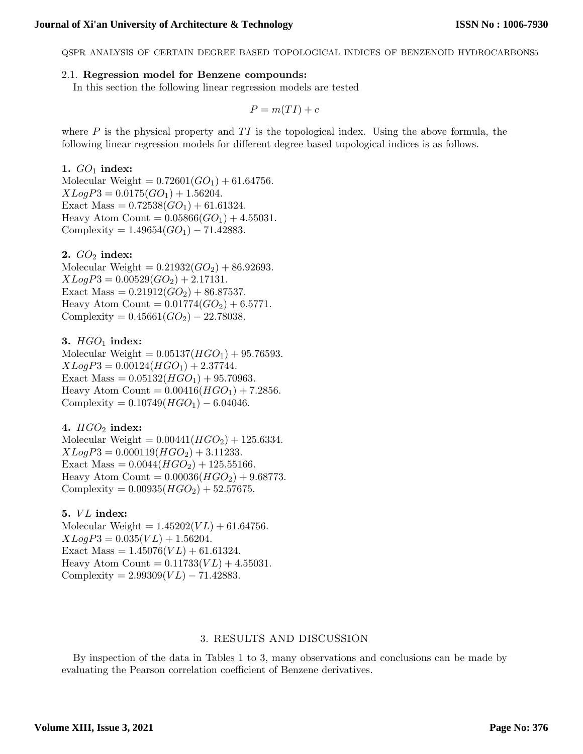### 2.1. **Regression model for Benzene compounds:**

In this section the following linear regression models are tested

$$P = m(TI) + c$$

where $P$ is the physical property and $TI$ is the topological index. Using the above formula, the following linear regression models for different degree based topological indices is as follows.

**1. $GO_1$ index:**
Molecular Weight $= 0.72601(GO_1) + 61.64756$.
$XLogP3 = 0.0175(GO_1) + 1.56204$.
Exact Mass $= 0.72538(GO_1) + 61.61324$.
Heavy Atom Count $= 0.05866(GO_1) + 4.55031$.
Complexity $= 1.49654(GO_1) - 71.42883$.

**2. $GO_2$ index:**
Molecular Weight $= 0.21932(GO_2) + 86.92693$.
$XLogP3 = 0.00529(GO_2) + 2.17131$.
Exact Mass $= 0.21912(GO_2) + 86.87537$.
Heavy Atom Count $= 0.01774(GO_2) + 6.5771$.
Complexity $= 0.45661(GO_2) - 22.78038$.

**3. $HGO_1$ index:**
Molecular Weight $= 0.05137(HGO_1) + 95.76593$.
$XLogP3 = 0.00124(HGO_1) + 2.37744$.
Exact Mass $= 0.05132(HGO_1) + 95.70963$.
Heavy Atom Count $= 0.00416(HGO_1) + 7.2856$.
Complexity $= 0.10749(HGO_1) - 6.04046$.

**4. $HGO_2$ index:**
Molecular Weight $= 0.00441(HGO_2) + 125.6334$.
$XLogP3 = 0.000119(HGO_2) + 3.11233$.
Exact Mass $= 0.0044(HGO_2) + 125.55166$.
Heavy Atom Count $= 0.00036(HGO_2) + 9.68773$.
Complexity $= 0.00935(HGO_2) + 52.57675$.

**5. $VL$ index:**
Molecular Weight $= 1.45202(VL) + 61.64756$.
$XLogP3 = 0.035(VL) + 1.56204$.
Exact Mass $= 1.45076(VL) + 61.61324$.
Heavy Atom Count $= 0.11733(VL) + 4.55031$.
Complexity $= 2.99309(VL) - 71.42883$.

## 3. RESULTS AND DISCUSSION

By inspection of the data in Tables 1 to 3, many observations and conclusions can be made by evaluating the Pearson correlation coefficient of Benzene derivatives.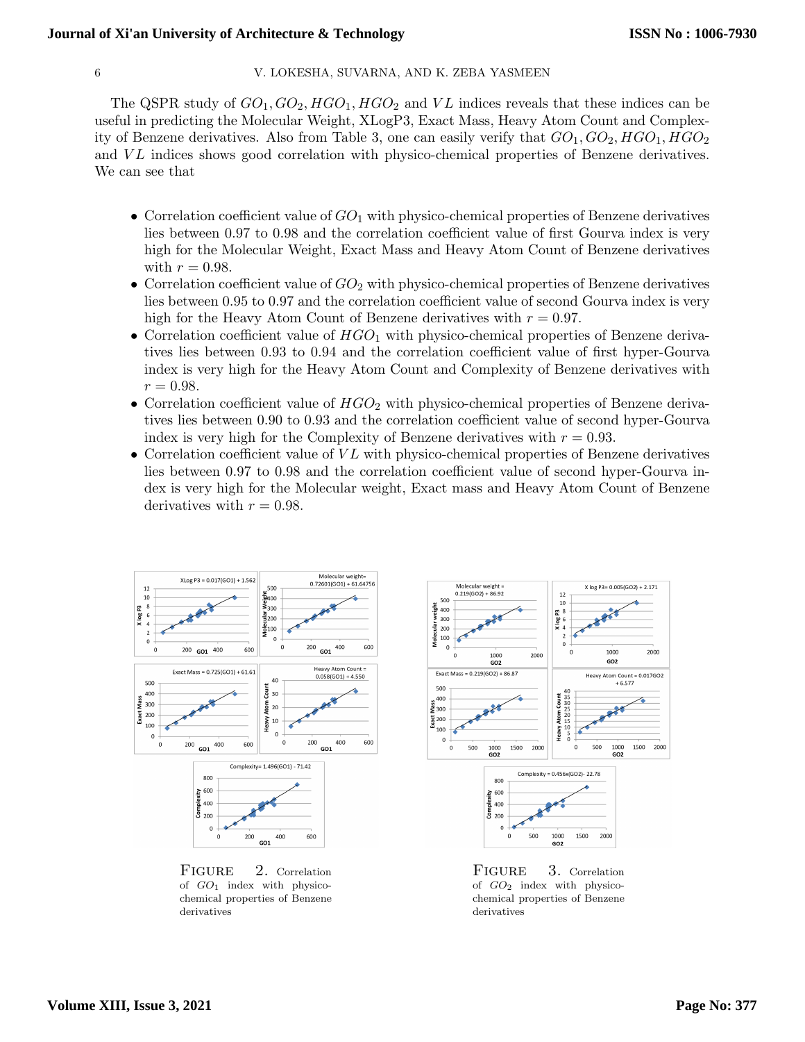The QSPR study of $GO_1, GO_2, HGO_1, HGO_2$ and $VL$ indices reveals that these indices can be useful in predicting the Molecular Weight, XLogP3, Exact Mass, Heavy Atom Count and Complexity of Benzene derivatives. Also from Table 3, one can easily verify that $GO_1, GO_2, HGO_1, HGO_2$ and $VL$ indices shows good correlation with physico-chemical properties of Benzene derivatives. We can see that

- Correlation coefficient value of $GO_1$ with physico-chemical properties of Benzene derivatives lies between 0.97 to 0.98 and the correlation coefficient value of first Gourva index is very high for the Molecular Weight, Exact Mass and Heavy Atom Count of Benzene derivatives with $r = 0.98$.
- Correlation coefficient value of $GO_2$ with physico-chemical properties of Benzene derivatives lies between 0.95 to 0.97 and the correlation coefficient value of second Gourva index is very high for the Heavy Atom Count of Benzene derivatives with $r = 0.97$.
- Correlation coefficient value of $HGO_1$ with physico-chemical properties of Benzene derivatives lies between 0.93 to 0.94 and the correlation coefficient value of first hyper-Gourva index is very high for the Heavy Atom Count and Complexity of Benzene derivatives with $r = 0.98$.
- Correlation coefficient value of $HGO_2$ with physico-chemical properties of Benzene derivatives lies between 0.90 to 0.93 and the correlation coefficient value of second hyper-Gourva index is very high for the Complexity of Benzene derivatives with $r = 0.93$.
- Correlation coefficient value of $VL$ with physico-chemical properties of Benzene derivatives lies between 0.97 to 0.98 and the correlation coefficient value of second hyper-Gourva index is very high for the Molecular weight, Exact mass and Heavy Atom Count of Benzene derivatives with $r = 0.98$.

Figure 2. Correlation of $GO_1$ index with physico-chemical properties of Benzene derivatives

Figure 3. Correlation of $GO_2$ index with physico-chemical properties of Benzene derivatives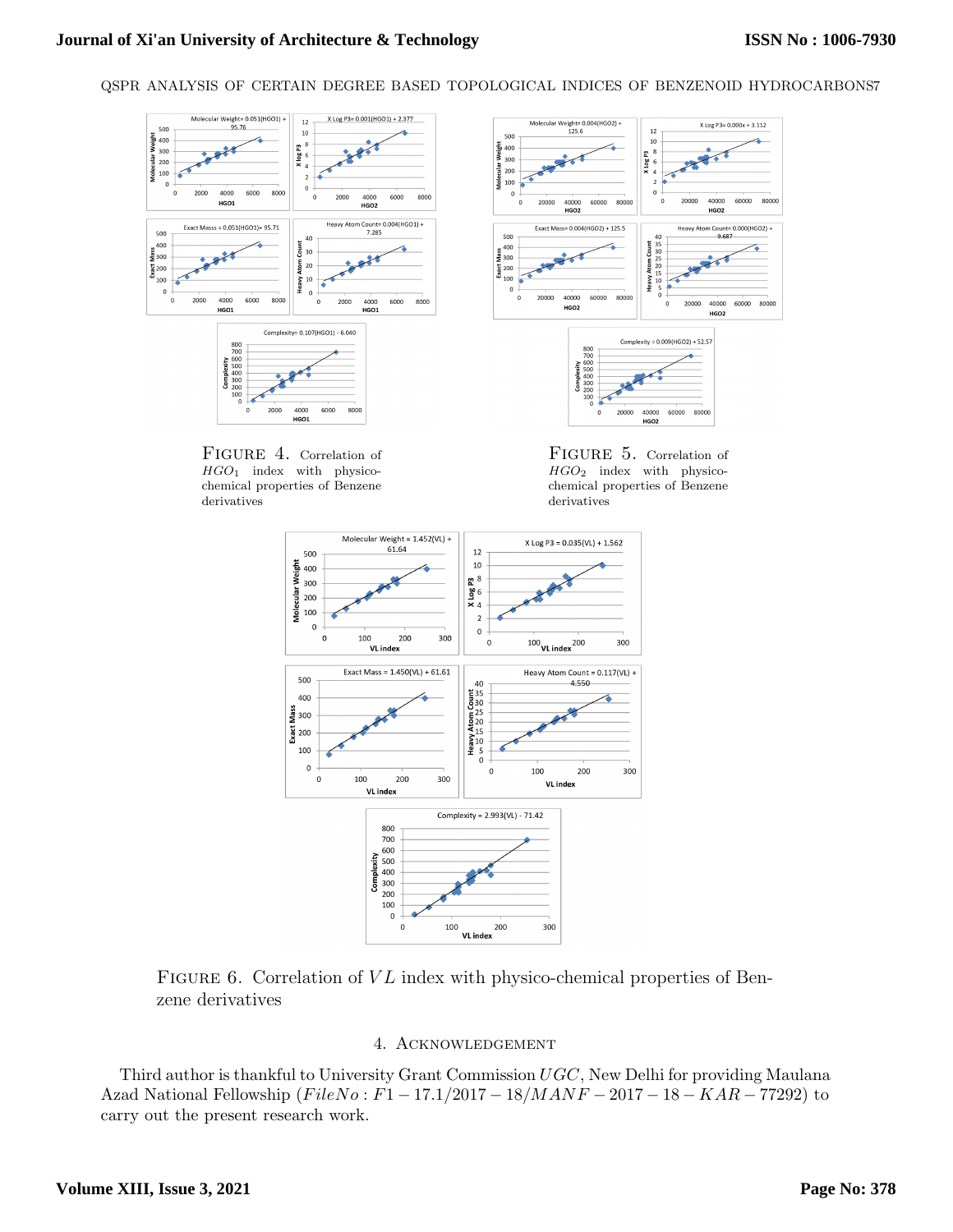FIGURE 4. Correlation of $HGO_1$ index with physico-chemical properties of Benzene derivatives

FIGURE 5. Correlation of $HGO_2$ index with physico-chemical properties of Benzene derivatives

FIGURE 6. Correlation of $VL$ index with physico-chemical properties of Benzene derivatives

## 4. Acknowledgement

Third author is thankful to University Grant Commission $UGC$, New Delhi for providing Maulana Azad National Fellowship ($FileNo : F1 - 17.1/2017 - 18/MANF - 2017 - 18 - KAR - 77292$) to carry out the present research work.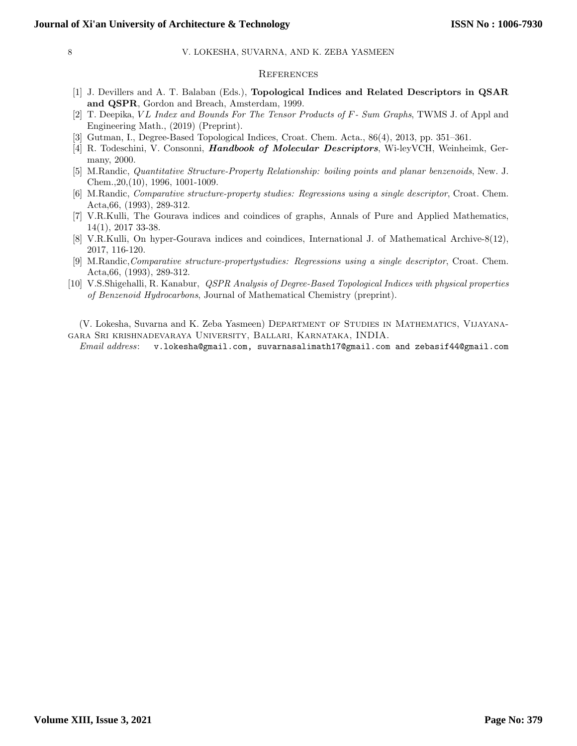## References

[1] J. Devillers and A. T. Balaban (Eds.), **Topological Indices and Related Descriptors in QSAR and QSPR**, Gordon and Breach, Amsterdam, 1999.

[2] T. Deepika, *VL Index and Bounds For The Tensor Products of F- Sum Graphs*, TWMS J. of Appl and Engineering Math., (2019) (Preprint).

[3] Gutman, I., Degree-Based Topological Indices, Croat. Chem. Acta., 86(4), 2013, pp. 351–361.

[4] R. Todeschini, V. Consonni, ***Handbook of Molecular Descriptors***, Wi-leyVCH, Weinheimk, Germany, 2000.

[5] M.Randic, *Quantitative Structure-Property Relationship: boiling points and planar benzenoids*, New. J. Chem.,20,(10), 1996, 1001-1009.

[6] M.Randic, *Comparative structure-property studies: Regressions using a single descriptor*, Croat. Chem. Acta,66, (1993), 289-312.

[7] V.R.Kulli, The Gourava indices and coindices of graphs, Annals of Pure and Applied Mathematics, 14(1), 2017 33-38.

[8] V.R.Kulli, On hyper-Gourava indices and coindices, International J. of Mathematical Archive-8(12), 2017, 116-120.

[9] M.Randic,*Comparative structure-propertystudies: Regressions using a single descriptor*, Croat. Chem. Acta,66, (1993), 289-312.

[10] V.S.Shigehalli, R. Kanabur, *QSPR Analysis of Degree-Based Topological Indices with physical properties of Benzenoid Hydrocarbons*, Journal of Mathematical Chemistry (preprint).

(V. Lokesha, Suvarna and K. Zeba Yasmeen) Department of Studies in Mathematics, Vijayanagara Sri krishnadevaraya University, Ballari, Karnataka, INDIA.

*Email address*: v.lokesha@gmail.com, suvarnasalimath17@gmail.com and zebasif44@gmail.com